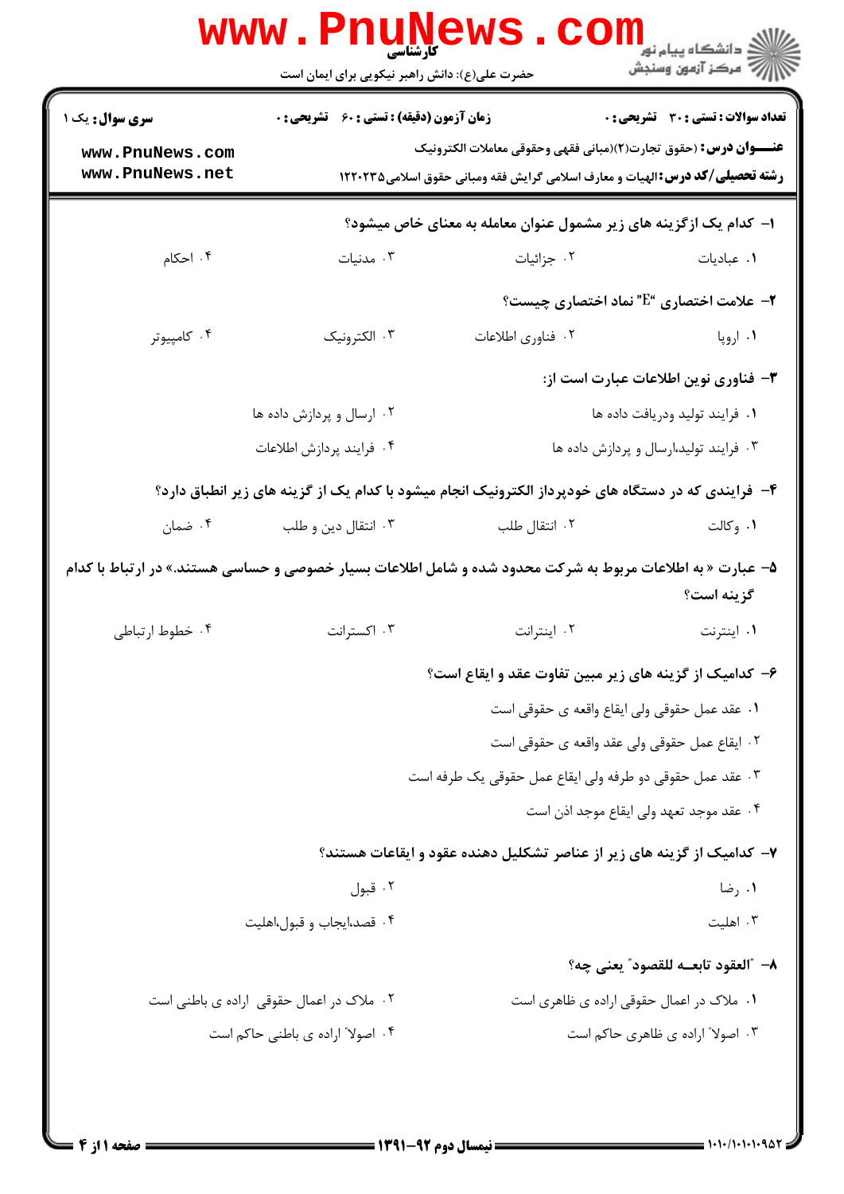کارشناسی

حضرت علی(ع): دانش راهبر نیکویی برای ایمان است

دانشگاه پیام نور
مرکز آزمون وسنجش

**سری سوال:** یک ۱ | **زمان آزمون (دقیقه) : تستی : ۶۰ تشریحی : ۰** | **تعداد سوالات : تستی : ۳۰ تشریحی : ۰**

**عنـــوان درس :** (حقوق تجارت(۲)(مبانی فقهی وحقوقی معاملات الکترونیک

**رشته تحصیلی/کد درس:** الهیات و معارف اسلامی گرایش فقه ومبانی حقوق اسلامی۱۲۲۰۲۳۵

**۱- کدام یک ازگزینه های زیر مشمول عنوان معامله به معنای خاص میشود؟**

۱. عبادیات
۲. جزائیات
۳. مدنیات
۴. احکام

**۲- علامت اختصاری "E" نماد اختصاری چیست؟**

۱. اروپا
۲. فناوری اطلاعات
۳. الکترونیک
۴. کامپیوتر

**۳- فناوری نوین اطلاعات عبارت است از:**

۱. فرایند تولید ودریافت داده ها
۲. ارسال و پردازش داده ها
۳. فرایند تولید،ارسال و پردازش داده ها
۴. فرایند پردازش اطلاعات

**۴- فرایندی که در دستگاه های خودپرداز الکترونیک انجام میشود با کدام یک از گزینه های زیر انطباق دارد؟**

۱. وکالت
۲. انتقال طلب
۳. انتقال دین و طلب
۴. ضمان

**۵- عبارت « به اطلاعات مربوط به شرکت محدود شده و شامل اطلاعات بسیار خصوصی و حساسی هستند.» در ارتباط با کدام گزینه است؟**

۱. اینترنت
۲. اینترانت
۳. اکسترانت
۴. خطوط ارتباطی

**۶- کدامیک از گزینه های زیر مبین تفاوت عقد و ایقاع است؟**

۱. عقد عمل حقوقی ولی ایقاع واقعه ی حقوقی است
۲. ایقاع عمل حقوقی ولی عقد واقعه ی حقوقی است
۳. عقد عمل حقوقی دو طرفه ولی ایقاع عمل حقوقی یک طرفه است
۴. عقد موجد تعهد ولی ایقاع موجد اذن است

**۷- کدامیک از گزینه های زیر از عناصر تشکلیل دهنده عقود و ایقاعات هستند؟**

۱. رضا
۲. قبول
۳. اهلیت
۴. قصد،ایجاب و قبول،اهلیت

**۸- "العقود تابعــه للقصود" یعنی چه؟**

۱. ملاک در اعمال حقوقی اراده ی ظاهری است
۲. ملاک در اعمال حقوقی اراده ی باطنی است
۳. اصولا" اراده ی ظاهری حاکم است
۴. اصولا" اراده ی باطنی حاکم است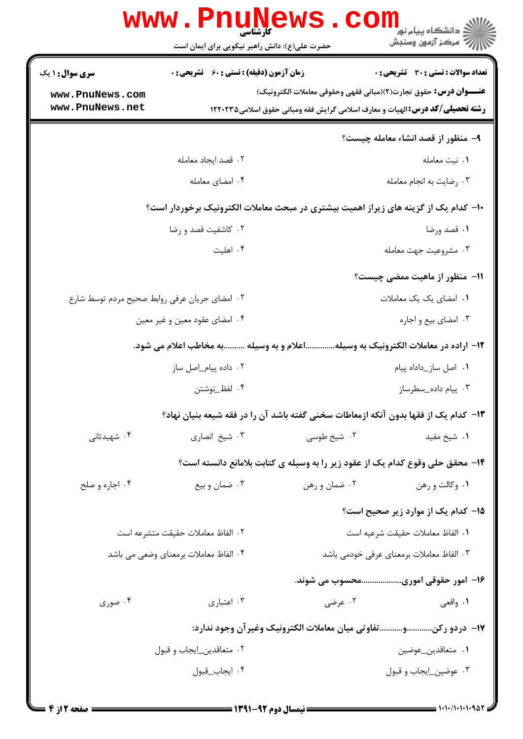**سری سوال: ۱ یک** | **زمان آزمون (دقیقه) : تستی : ۶۰ تشریحی : ۰** | **تعداد سوالات : تستی : ۳۰ تشریحی : ۰**

**عنـــوان درس:** حقوق تجارت(۲)(مبانی فقهی وحقوقی معاملات الکترونیک)

**رشته تحصیلی/کد درس:** الهیات و معارف اسلامی گرایش فقه ومبانی حقوق اسلامی۱۲۲۰۲۳۵

**۹- منظور از قصد انشاء معامله چیست؟**

۱. نیت معامله
۲. قصد ایجاد معامله
۳. رضایت به انجام معامله
۴. امضای معامله

**۱۰- کدام یک از گزینه های زیراز اهمیت بیشتری در مبحث معاملات الکترونیک برخوردار است؟**

۱. قصد ورضا
۲. کاشفیت قصد و رضا
۳. مشروعیت جهت معامله
۴. اهلیت

**۱۱- منظور از ماهیت ممضی چیست؟**

۱. امضای یک یک معاملات
۲. امضای جریان عرفی روابط صحیح مردم توسط شارع
۳. امضای بیع و اجاره
۴. امضای عقود معین و غیر معین

**۱۲- اراده در معاملات الکترونیک به وسیله..............اعلام و به وسیله ..........به مخاطب اعلام می شود.**

۱. اصل ساز_داداه پیام
۲. داده پیام_اصل ساز
۳. پیام داده_سطرساز
۴. لفظ_نوشتن

**۱۳- کدام یک از فقها بدون آنکه ازمعاطات سخنی گفته باشد آن را در فقه شیعه بنیان نهاد؟**

۱. شیخ مفید
۲. شیخ طوسی
۳. شیخ انصاری
۴. شهیدثانی

**۱۴- محقق حلی وقوع کدام یک از عقود زیر را به وسیله ی کتابت بلامانع دانسته است؟**

۱. وکالت و رهن
۲. ضمان و رهن
۳. ضمان و بیع
۴. اجاره و صلح

**۱۵- کدام یک از موارد زیر صحیح است؟**

۱. الفاظ معاملات حقیقت شرعیه است
۲. الفاظ معاملات حقیقت متشرعه است
۳. الفاظ معاملات برمعنای عرفی خودمی باشد
۴. الفاظ معاملات برمعنای وضعی می باشد

**۱۶- امور حقوقی اموری..................محسوب می شوند.**

۱. واقعی
۲. عرضی
۳. اعتباری
۴. صوری

**۱۷- دردو رکن............و...........تفاوتی میان معاملات الکترونیک وغیرآن وجود ندارد:**

۱. متعاقدین_عوضین
۲. متعاقدین_ایجاب و قبول
۳. عوضین_ایجاب و قبول
۴. ایجاب_قبول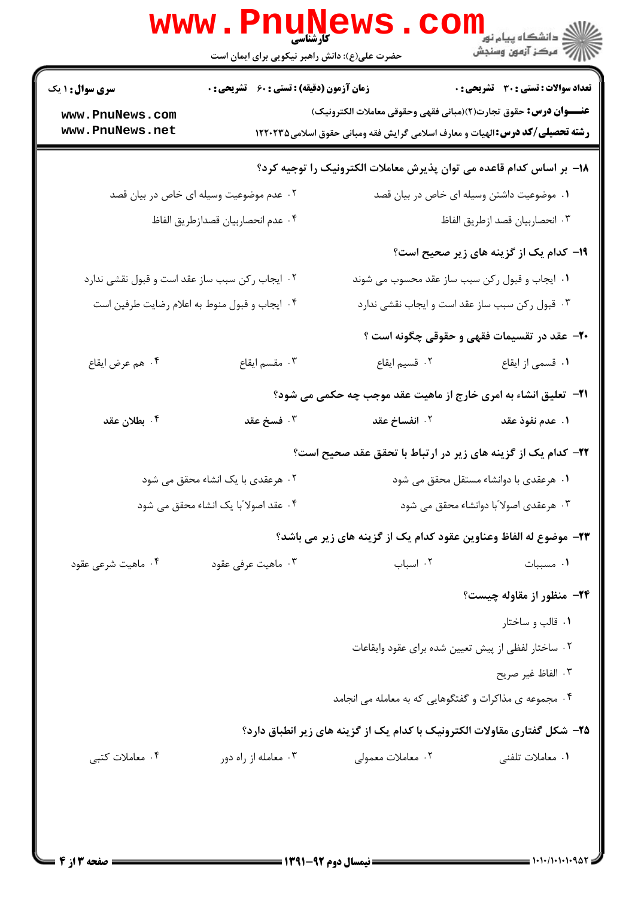**سری سوال:** ۱ یک | **زمان آزمون (دقیقه) : تستی :** ۶۰ **تشریحی :** ۰ | **تعداد سوالات : تستی :** ۳۰ **تشریحی :** ۰

**عنـــوان درس:** حقوق تجارت(۲)(مبانی فقهی وحقوقی معاملات الکترونیک)

**رشته تحصیلی/کد درس:** الهیات و معارف اسلامی گرایش فقه ومبانی حقوق اسلامی۱۲۲۰۲۳۵

**۱۸-** بر اساس کدام قاعده می توان پذیرش معاملات الکترونیک را توجیه کرد؟

۱. موضوعیت داشتن وسیله ای خاص در بیان قصد

۲. عدم موضوعیت وسیله ای خاص در بیان قصد

۳. انحصاربیان قصد ازطریق الفاظ

۴. عدم انحصاربیان قصدازطریق الفاظ

**۱۹-** کدام یک از گزینه های زیر صحیح است؟

۱. ایجاب و قبول رکن سبب ساز عقد محسوب می شوند

۲. ایجاب رکن سبب ساز عقد است و قبول نقشی ندارد

۳. قبول رکن سبب ساز عقد است و ایجاب نقشی ندارد

۴. ایجاب و قبول منوط به اعلام رضایت طرفین است

**۲۰-** عقد در تقسیمات فقهی و حقوقی چگونه است ؟

۱. قسمی از ایقاع

۲. قسیم ایقاع

۳. مقسم ایقاع

۴. هم عرض ایقاع

**۲۱-** تعلیق انشاء به امری خارج از ماهیت عقد موجب چه حکمی می شود؟

۱. عدم نفوذ عقد

۲. انفساخ عقد

۳. فسخ عقد

۴. بطلان عقد

**۲۲-** کدام یک از گزینه های زیر در ارتباط با تحقق عقد صحیح است؟

۱. هرعقدی با دوانشاء مستقل محقق می شود

۲. هرعقدی با یک انشاء محقق می شود

۳. هرعقدی اصولاً با دوانشاء محقق می شود

۴. عقد اصولاً با یک انشاء محقق می شود

**۲۳-** موضوع له الفاظ وعناوین عقود کدام یک از گزینه های زیر می باشد؟

۱. مسببات

۲. اسباب

۳. ماهیت عرفی عقود

۴. ماهیت شرعی عقود

**۲۴-** منظور از مقاوله چیست؟

۱. قالب و ساختار

۲. ساختار لفظی از پیش تعیین شده برای عقود وایقاعات

۳. الفاظ غیر صریح

۴. مجموعه ی مذاکرات و گفتگوهایی که به معامله می انجامد

**۲۵-** شکل گفتاری مقاولات الکترونیک با کدام یک از گزینه های زیر انطباق دارد؟

۱. معاملات تلفنی

۲. معاملات معمولی

۳. معامله از راه دور

۴. معاملات کتبی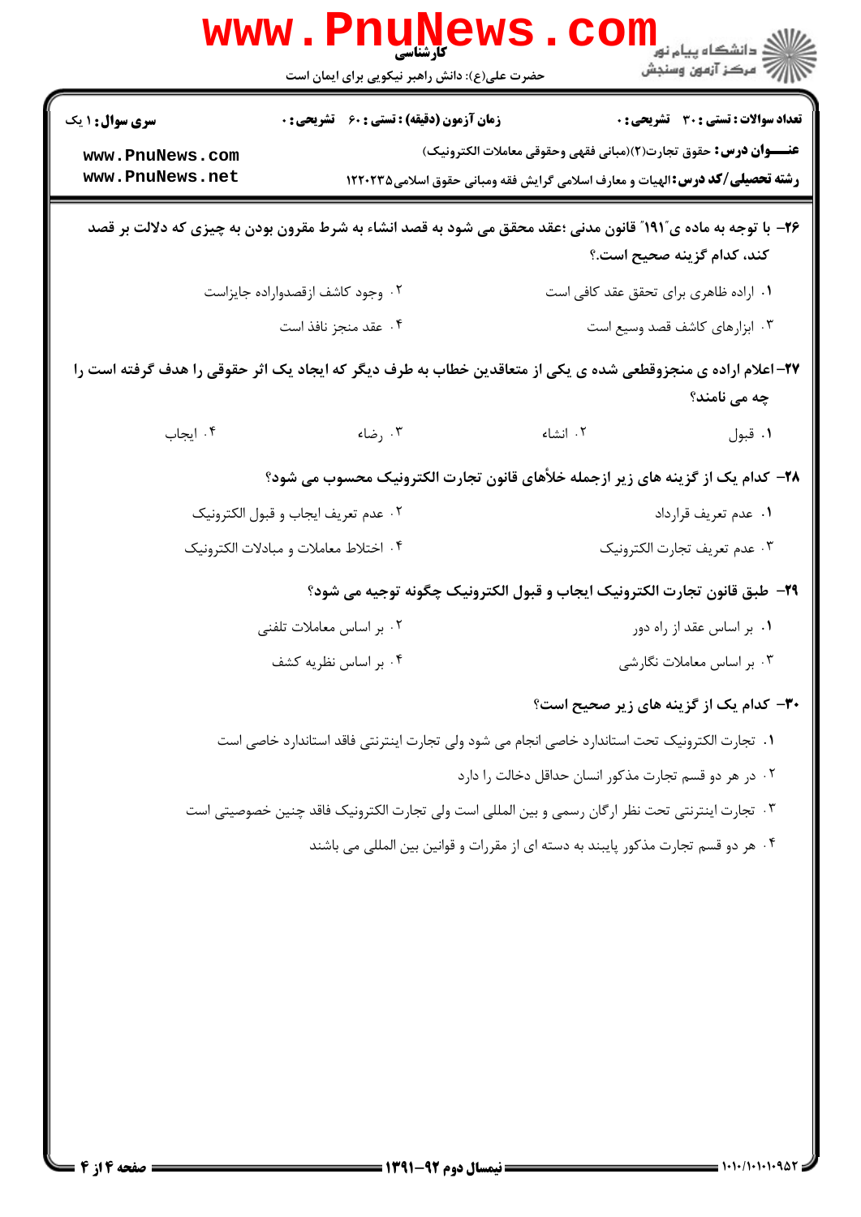۲۶- با توجه به ماده ی"۱۹۱" قانون مدنی ؛عقد محقق می شود به قصد انشاء به شرط مقرون بودن به چیزی که دلالت بر قصد کند، کدام گزینه صحیح است.؟

۱. اراده ظاهری برای تحقق عقد کافی است

۲. وجود کاشف ازقصدواراده جایزاست

۳. ابزارهای کاشف قصد وسیع است

۴. عقد منجز نافذ است

۲۷- اعلام اراده ی منجزوقطعی شده ی یکی از متعاقدین خطاب به طرف دیگر که ایجاد یک اثر حقوقی را هدف گرفته است را چه می نامند؟

۱. قبول

۲. انشاء

۳. رضاء

۴. ایجاب

۲۸- کدام یک از گزینه های زیر ازجمله خلأهای قانون تجارت الکترونیک محسوب می شود؟

۱. عدم تعریف قرارداد

۲. عدم تعریف ایجاب و قبول الکترونیک

۳. عدم تعریف تجارت الکترونیک

۴. اختلاط معاملات و مبادلات الکترونیک

۲۹- طبق قانون تجارت الکترونیک ایجاب و قبول الکترونیک چگونه توجیه می شود؟

۱. بر اساس عقد از راه دور

۲. بر اساس معاملات تلفنی

۳. بر اساس معاملات نگارشی

۴. بر اساس نظریه کشف

۳۰- کدام یک از گزینه های زیر صحیح است؟

۱. تجارت الکترونیک تحت استاندارد خاصی انجام می شود ولی تجارت اینترنتی فاقد استاندارد خاصی است

۲. در هر دو قسم تجارت مذکور انسان حداقل دخالت را دارد

۳. تجارت اینترنتی تحت نظر ارگان رسمی و بین المللی است ولی تجارت الکترونیک فاقد چنین خصوصیتی است

۴. هر دو قسم تجارت مذکور پایبند به دسته ای از مقررات و قوانین بین المللی می باشند